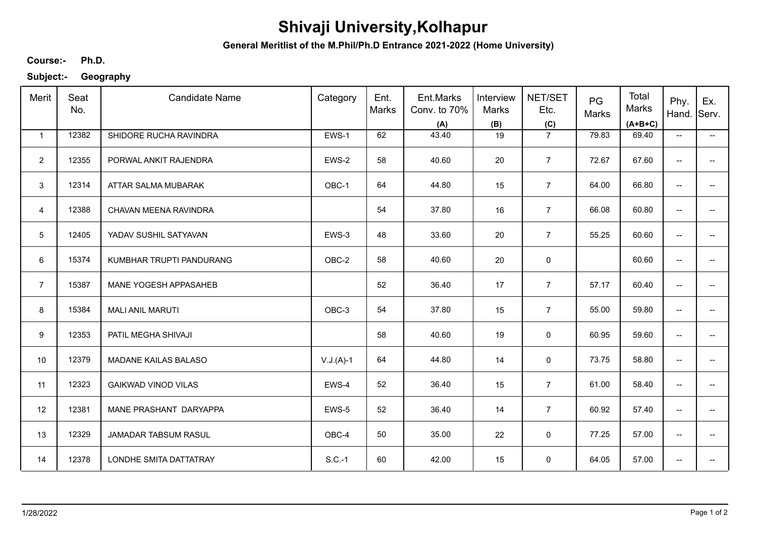# Shivaji University,Kolhapur

**General Meritlist of the M.Phil/Ph.D Entrance 2021-2022 (Home University)**

**Course:-** **Ph.D.**

**Subject:-** **Geography**

| Merit | Seat No. | Candidate Name | Category | Ent. Marks | Ent.Marks Conv. to 70% (A) | Interview Marks (B) | NET/SET Etc. (C) | PG Marks | Total Marks (A+B+C) | Phy. Hand. | Ex. Serv. |
|---|---|---|---|---|---|---|---|---|---|---|---|
| 1 | 12382 | SHIDORE RUCHA RAVINDRA | EWS-1 | 62 | 43.40 | 19 | 7 | 79.83 | 69.40 | -- | -- |
| 2 | 12355 | PORWAL ANKIT RAJENDRA | EWS-2 | 58 | 40.60 | 20 | 7 | 72.67 | 67.60 | -- | -- |
| 3 | 12314 | ATTAR SALMA MUBARAK | OBC-1 | 64 | 44.80 | 15 | 7 | 64.00 | 66.80 | -- | -- |
| 4 | 12388 | CHAVAN MEENA RAVINDRA | | 54 | 37.80 | 16 | 7 | 66.08 | 60.80 | -- | -- |
| 5 | 12405 | YADAV SUSHIL SATYAVAN | EWS-3 | 48 | 33.60 | 20 | 7 | 55.25 | 60.60 | -- | -- |
| 6 | 15374 | KUMBHAR TRUPTI PANDURANG | OBC-2 | 58 | 40.60 | 20 | 0 | | 60.60 | -- | -- |
| 7 | 15387 | MANE YOGESH APPASAHEB | | 52 | 36.40 | 17 | 7 | 57.17 | 60.40 | -- | -- |
| 8 | 15384 | MALI ANIL MARUTI | OBC-3 | 54 | 37.80 | 15 | 7 | 55.00 | 59.80 | -- | -- |
| 9 | 12353 | PATIL MEGHA SHIVAJI | | 58 | 40.60 | 19 | 0 | 60.95 | 59.60 | -- | -- |
| 10 | 12379 | MADANE KAILAS BALASO | V.J.(A)-1 | 64 | 44.80 | 14 | 0 | 73.75 | 58.80 | -- | -- |
| 11 | 12323 | GAIKWAD VINOD VILAS | EWS-4 | 52 | 36.40 | 15 | 7 | 61.00 | 58.40 | -- | -- |
| 12 | 12381 | MANE PRASHANT DARYAPPA | EWS-5 | 52 | 36.40 | 14 | 7 | 60.92 | 57.40 | -- | -- |
| 13 | 12329 | JAMADAR TABSUM RASUL | OBC-4 | 50 | 35.00 | 22 | 0 | 77.25 | 57.00 | -- | -- |
| 14 | 12378 | LONDHE SMITA DATTATRAY | S.C.-1 | 60 | 42.00 | 15 | 0 | 64.05 | 57.00 | -- | -- |

1/28/2022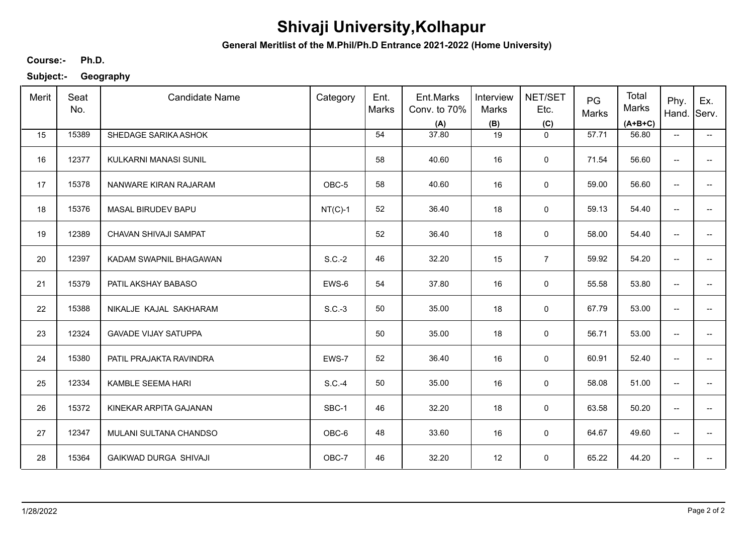# Shivaji University,Kolhapur

**General Meritlist of the M.Phil/Ph.D Entrance 2021-2022 (Home University)**

**Course:-** **Ph.D.**

**Subject:-** **Geography**

| Merit | Seat No. | Candidate Name | Category | Ent. Marks | Ent.Marks Conv. to 70% (A) | Interview Marks (B) | NET/SET Etc. (C) | PG Marks | Total Marks (A+B+C) | Phy. Hand. | Ex. Serv. |
|---|---|---|---|---|---|---|---|---|---|---|---|
| 15 | 15389 | SHEDAGE SARIKA ASHOK | | 54 | 37.80 | 19 | 0 | 57.71 | 56.80 | -- | -- |
| 16 | 12377 | KULKARNI MANASI SUNIL | | 58 | 40.60 | 16 | 0 | 71.54 | 56.60 | -- | -- |
| 17 | 15378 | NANWARE KIRAN RAJARAM | OBC-5 | 58 | 40.60 | 16 | 0 | 59.00 | 56.60 | -- | -- |
| 18 | 15376 | MASAL BIRUDEV BAPU | NT(C)-1 | 52 | 36.40 | 18 | 0 | 59.13 | 54.40 | -- | -- |
| 19 | 12389 | CHAVAN SHIVAJI SAMPAT | | 52 | 36.40 | 18 | 0 | 58.00 | 54.40 | -- | -- |
| 20 | 12397 | KADAM SWAPNIL BHAGAWAN | S.C.-2 | 46 | 32.20 | 15 | 7 | 59.92 | 54.20 | -- | -- |
| 21 | 15379 | PATIL AKSHAY BABASO | EWS-6 | 54 | 37.80 | 16 | 0 | 55.58 | 53.80 | -- | -- |
| 22 | 15388 | NIKALJE KAJAL SAKHARAM | S.C.-3 | 50 | 35.00 | 18 | 0 | 67.79 | 53.00 | -- | -- |
| 23 | 12324 | GAVADE VIJAY SATUPPA | | 50 | 35.00 | 18 | 0 | 56.71 | 53.00 | -- | -- |
| 24 | 15380 | PATIL PRAJAKTA RAVINDRA | EWS-7 | 52 | 36.40 | 16 | 0 | 60.91 | 52.40 | -- | -- |
| 25 | 12334 | KAMBLE SEEMA HARI | S.C.-4 | 50 | 35.00 | 16 | 0 | 58.08 | 51.00 | -- | -- |
| 26 | 15372 | KINEKAR ARPITA GAJANAN | SBC-1 | 46 | 32.20 | 18 | 0 | 63.58 | 50.20 | -- | -- |
| 27 | 12347 | MULANI SULTANA CHANDSO | OBC-6 | 48 | 33.60 | 16 | 0 | 64.67 | 49.60 | -- | -- |
| 28 | 15364 | GAIKWAD DURGA SHIVAJI | OBC-7 | 46 | 32.20 | 12 | 0 | 65.22 | 44.20 | -- | -- |

1/28/2022